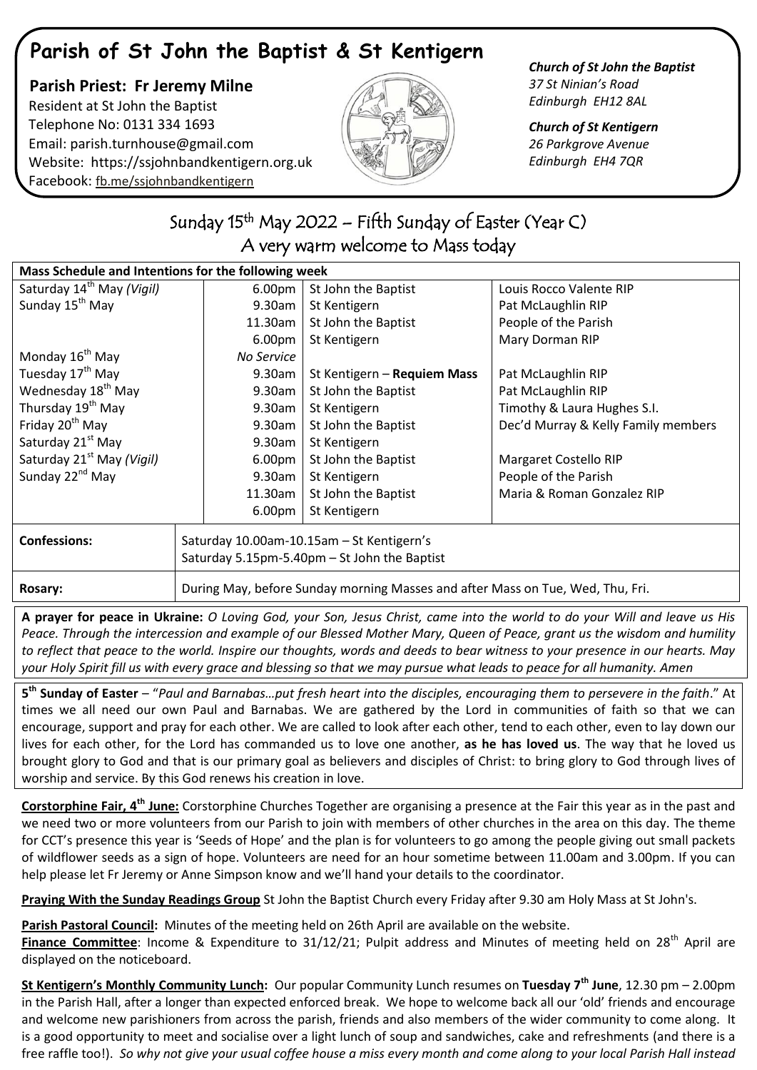# Parish of St John the Baptist & St Kentigern

**Parish Priest: Fr Jeremy Milne**
Resident at St John the Baptist
Telephone No: 0131 334 1693
Email: parish.turnhouse@gmail.com
Website: https://ssjohnbandkentigern.org.uk
Facebook: fb.me/ssjohnbandkentigern

***Church of St John the Baptist***
*37 St Ninian's Road*
*Edinburgh EH12 8AL*

***Church of St Kentigern***
*26 Parkgrove Avenue*
*Edinburgh EH4 7QR*

## Sunday 15th May 2022 – Fifth Sunday of Easter (Year C)
## A very warm welcome to Mass today

| Mass Schedule and Intentions for the following week | | | |
|---|---|---|---|
| Saturday 14th May *(Vigil)* | 6.00pm | St John the Baptist | Louis Rocco Valente RIP |
| Sunday 15th May | 9.30am | St Kentigern | Pat McLaughlin RIP |
| | 11.30am | St John the Baptist | People of the Parish |
| | 6.00pm | St Kentigern | Mary Dorman RIP |
| Monday 16th May | *No Service* | | |
| Tuesday 17th May | 9.30am | St Kentigern – **Requiem Mass** | Pat McLaughlin RIP |
| Wednesday 18th May | 9.30am | St John the Baptist | Pat McLaughlin RIP |
| Thursday 19th May | 9.30am | St Kentigern | Timothy & Laura Hughes S.I. |
| Friday 20th May | 9.30am | St John the Baptist | Dec'd Murray & Kelly Family members |
| Saturday 21st May | 9.30am | St Kentigern | |
| Saturday 21st May *(Vigil)* | 6.00pm | St John the Baptist | Margaret Costello RIP |
| Sunday 22nd May | 9.30am | St Kentigern | People of the Parish |
| | 11.30am | St John the Baptist | Maria & Roman Gonzalez RIP |
| | 6.00pm | St Kentigern | |
| **Confessions:** | Saturday 10.00am-10.15am – St Kentigern's<br>Saturday 5.15pm-5.40pm – St John the Baptist | | |
| **Rosary:** | During May, before Sunday morning Masses and after Mass on Tue, Wed, Thu, Fri. | | |

**A prayer for peace in Ukraine:** *O Loving God, your Son, Jesus Christ, came into the world to do your Will and leave us His Peace. Through the intercession and example of our Blessed Mother Mary, Queen of Peace, grant us the wisdom and humility to reflect that peace to the world. Inspire our thoughts, words and deeds to bear witness to your presence in our hearts. May your Holy Spirit fill us with every grace and blessing so that we may pursue what leads to peace for all humanity. Amen*

**5th Sunday of Easter** – "*Paul and Barnabas…put fresh heart into the disciples, encouraging them to persevere in the faith*." At times we all need our own Paul and Barnabas. We are gathered by the Lord in communities of faith so that we can encourage, support and pray for each other. We are called to look after each other, tend to each other, even to lay down our lives for each other, for the Lord has commanded us to love one another, **as he has loved us**. The way that he loved us brought glory to God and that is our primary goal as believers and disciples of Christ: to bring glory to God through lives of worship and service. By this God renews his creation in love.

**Corstorphine Fair, 4th June:** Corstorphine Churches Together are organising a presence at the Fair this year as in the past and we need two or more volunteers from our Parish to join with members of other churches in the area on this day. The theme for CCT's presence this year is 'Seeds of Hope' and the plan is for volunteers to go among the people giving out small packets of wildflower seeds as a sign of hope. Volunteers are need for an hour sometime between 11.00am and 3.00pm. If you can help please let Fr Jeremy or Anne Simpson know and we'll hand your details to the coordinator.

**Praying With the Sunday Readings Group** St John the Baptist Church every Friday after 9.30 am Holy Mass at St John's.

**Parish Pastoral Council:** Minutes of the meeting held on 26th April are available on the website.

**Finance Committee**: Income & Expenditure to 31/12/21; Pulpit address and Minutes of meeting held on 28th April are displayed on the noticeboard.

**St Kentigern's Monthly Community Lunch:** Our popular Community Lunch resumes on **Tuesday 7th June**, 12.30 pm – 2.00pm in the Parish Hall, after a longer than expected enforced break. We hope to welcome back all our 'old' friends and encourage and welcome new parishioners from across the parish, friends and also members of the wider community to come along. It is a good opportunity to meet and socialise over a light lunch of soup and sandwiches, cake and refreshments (and there is a free raffle too!). *So why not give your usual coffee house a miss every month and come along to your local Parish Hall instead*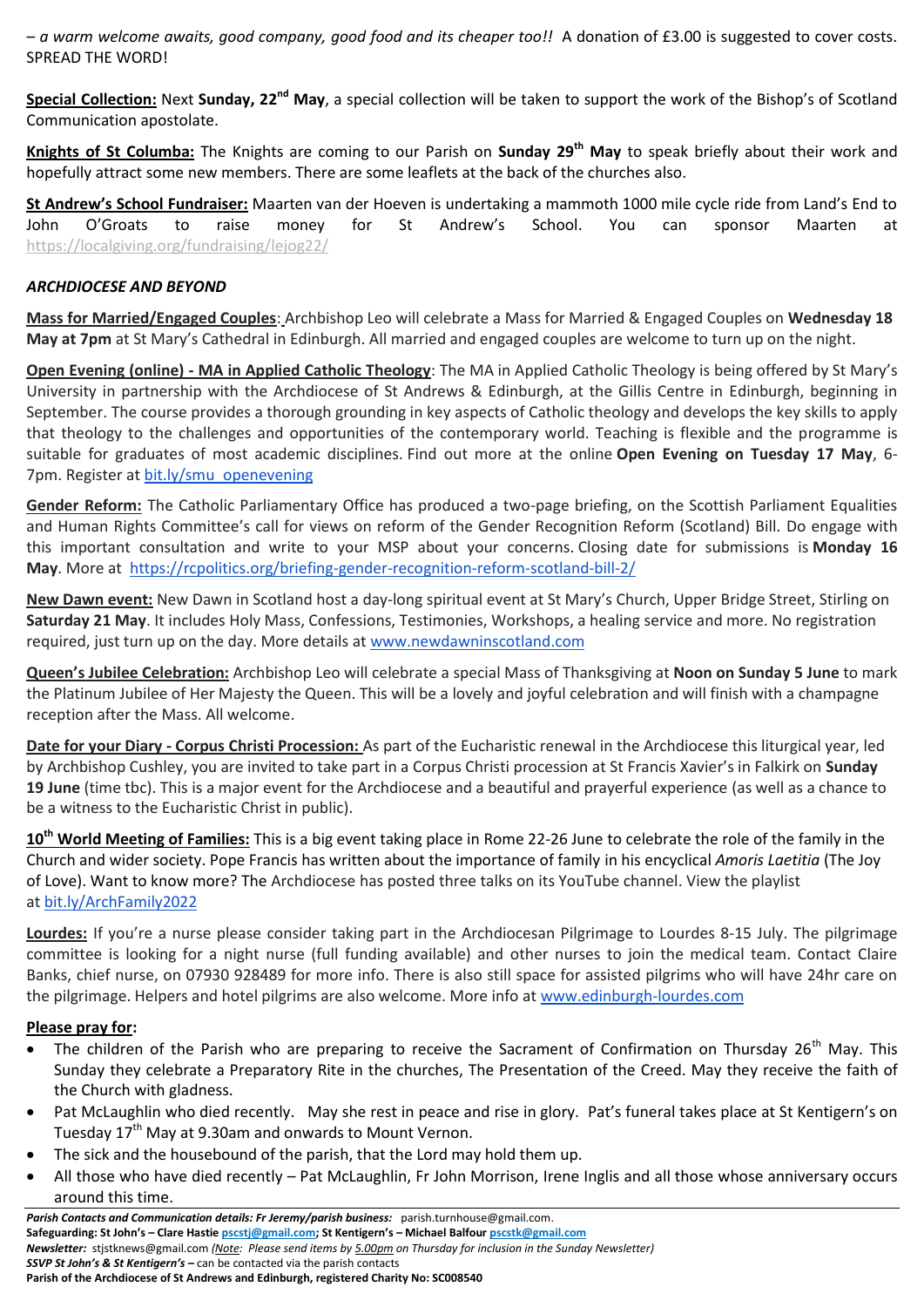– *a warm welcome awaits, good company, good food and its cheaper too!!* A donation of £3.00 is suggested to cover costs. SPREAD THE WORD!

**Special Collection:** Next **Sunday, 22nd May**, a special collection will be taken to support the work of the Bishop's of Scotland Communication apostolate.

**Knights of St Columba:** The Knights are coming to our Parish on **Sunday 29th May** to speak briefly about their work and hopefully attract some new members. There are some leaflets at the back of the churches also.

**St Andrew's School Fundraiser:** Maarten van der Hoeven is undertaking a mammoth 1000 mile cycle ride from Land's End to John O'Groats to raise money for St Andrew's School. You can sponsor Maarten at https://localgiving.org/fundraising/lejog22/

***ARCHDIOCESE AND BEYOND***

**Mass for Married/Engaged Couples**: Archbishop Leo will celebrate a Mass for Married & Engaged Couples on **Wednesday 18 May at 7pm** at St Mary's Cathedral in Edinburgh. All married and engaged couples are welcome to turn up on the night.

**Open Evening (online) - MA in Applied Catholic Theology**: The MA in Applied Catholic Theology is being offered by St Mary's University in partnership with the Archdiocese of St Andrews & Edinburgh, at the Gillis Centre in Edinburgh, beginning in September. The course provides a thorough grounding in key aspects of Catholic theology and develops the key skills to apply that theology to the challenges and opportunities of the contemporary world. Teaching is flexible and the programme is suitable for graduates of most academic disciplines. Find out more at the online **Open Evening on Tuesday 17 May**, 6-7pm. Register at bit.ly/smu_openevening

**Gender Reform:** The Catholic Parliamentary Office has produced a two-page briefing, on the Scottish Parliament Equalities and Human Rights Committee's call for views on reform of the Gender Recognition Reform (Scotland) Bill. Do engage with this important consultation and write to your MSP about your concerns. Closing date for submissions is **Monday 16 May**. More at https://rcpolitics.org/briefing-gender-recognition-reform-scotland-bill-2/

**New Dawn event:** New Dawn in Scotland host a day-long spiritual event at St Mary's Church, Upper Bridge Street, Stirling on **Saturday 21 May**. It includes Holy Mass, Confessions, Testimonies, Workshops, a healing service and more. No registration required, just turn up on the day. More details at www.newdawninscotland.com

**Queen's Jubilee Celebration:** Archbishop Leo will celebrate a special Mass of Thanksgiving at **Noon on Sunday 5 June** to mark the Platinum Jubilee of Her Majesty the Queen. This will be a lovely and joyful celebration and will finish with a champagne reception after the Mass. All welcome.

**Date for your Diary - Corpus Christi Procession:** As part of the Eucharistic renewal in the Archdiocese this liturgical year, led by Archbishop Cushley, you are invited to take part in a Corpus Christi procession at St Francis Xavier's in Falkirk on **Sunday 19 June** (time tbc). This is a major event for the Archdiocese and a beautiful and prayerful experience (as well as a chance to be a witness to the Eucharistic Christ in public).

**10th World Meeting of Families:** This is a big event taking place in Rome 22-26 June to celebrate the role of the family in the Church and wider society. Pope Francis has written about the importance of family in his encyclical *Amoris Laetitia* (The Joy of Love). Want to know more? The Archdiocese has posted three talks on its YouTube channel. View the playlist at bit.ly/ArchFamily2022

**Lourdes:** If you're a nurse please consider taking part in the Archdiocesan Pilgrimage to Lourdes 8-15 July. The pilgrimage committee is looking for a night nurse (full funding available) and other nurses to join the medical team. Contact Claire Banks, chief nurse, on 07930 928489 for more info. There is also still space for assisted pilgrims who will have 24hr care on the pilgrimage. Helpers and hotel pilgrims are also welcome. More info at www.edinburgh-lourdes.com

**Please pray for:**

- The children of the Parish who are preparing to receive the Sacrament of Confirmation on Thursday 26th May. This Sunday they celebrate a Preparatory Rite in the churches, The Presentation of the Creed. May they receive the faith of the Church with gladness.
- Pat McLaughlin who died recently. May she rest in peace and rise in glory. Pat's funeral takes place at St Kentigern's on Tuesday 17th May at 9.30am and onwards to Mount Vernon.
- The sick and the housebound of the parish, that the Lord may hold them up.
- All those who have died recently – Pat McLaughlin, Fr John Morrison, Irene Inglis and all those whose anniversary occurs around this time.

***Parish Contacts and Communication details: Fr Jeremy/parish business:*** parish.turnhouse@gmail.com.
**Safeguarding: St John's – Clare Hastie pscstj@gmail.com; St Kentigern's – Michael Balfour pscstk@gmail.com**
***Newsletter:*** stjstknews@gmail.com *(Note: Please send items by 5.00pm on Thursday for inclusion in the Sunday Newsletter)*
***SSVP St John's & St Kentigern's –*** can be contacted via the parish contacts
**Parish of the Archdiocese of St Andrews and Edinburgh, registered Charity No: SC008540**